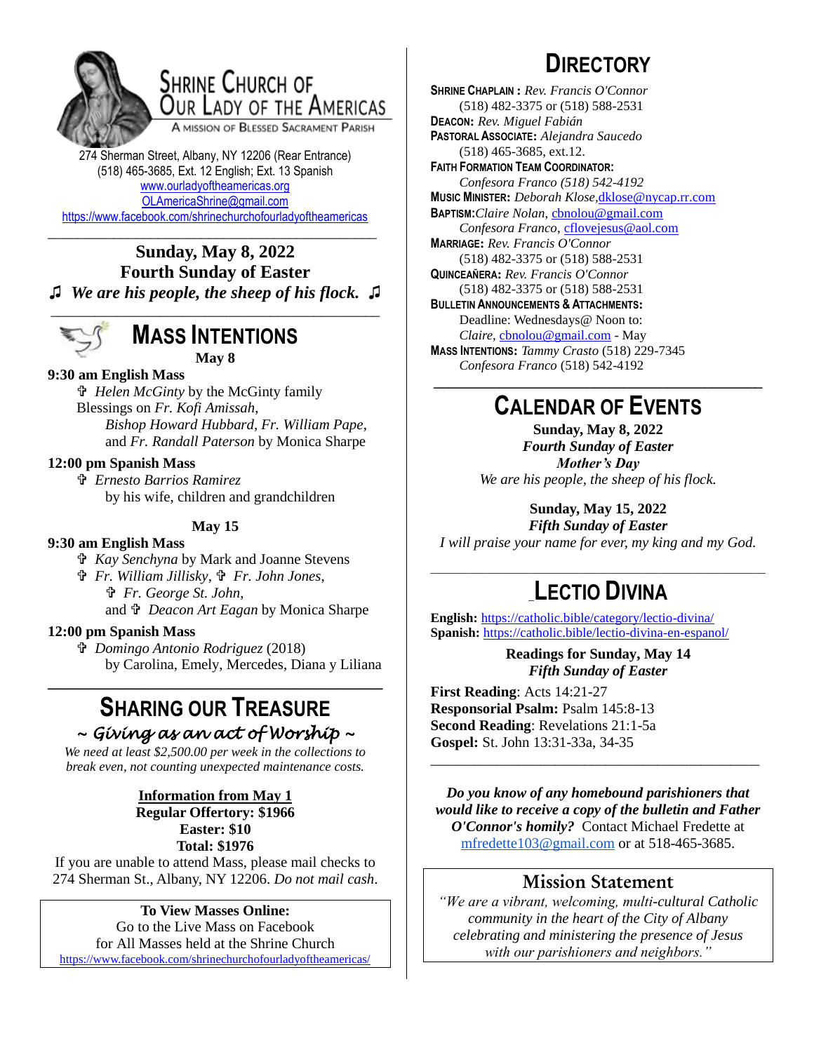# Shrine Church of Our Lady of the Americas

A Mission of Blessed Sacrament Parish

274 Sherman Street, Albany, NY 12206 (Rear Entrance)
(518) 465-3685, Ext. 12 English; Ext. 13 Spanish
www.ourladyoftheamericas.org
OLAmericaShrine@gmail.com
https://www.facebook.com/shrinechurchofourladyoftheamericas

**Sunday, May 8, 2022**
**Fourth Sunday of Easter**
♫ *We are his people, the sheep of his flock.* ♫

## Mass Intentions

**May 8**

**9:30 am English Mass**
✞ *Helen McGinty* by the McGinty family
Blessings on *Fr. Kofi Amissah*, *Bishop Howard Hubbard*, *Fr. William Pape*, and *Fr. Randall Paterson* by Monica Sharpe

**12:00 pm Spanish Mass**
✞ *Ernesto Barrios Ramirez* by his wife, children and grandchildren

**May 15**

**9:30 am English Mass**
✞ *Kay Senchyna* by Mark and Joanne Stevens
✞ *Fr. William Jillisky*, ✞ *Fr. John Jones*, ✞ *Fr. George St. John*, and ✞ *Deacon Art Eagan* by Monica Sharpe

**12:00 pm Spanish Mass**
✞ *Domingo Antonio Rodriguez* (2018) by Carolina, Emely, Mercedes, Diana y Liliana

## Sharing Our Treasure

*~ Giving as an act of Worship ~*

*We need at least $2,500.00 per week in the collections to break even, not counting unexpected maintenance costs.*

**Information from May 1**
**Regular Offertory: $1966**
**Easter: $10**
**Total: $1976**

If you are unable to attend Mass, please mail checks to 274 Sherman St., Albany, NY 12206. *Do not mail cash*.

**To View Masses Online:**
Go to the Live Mass on Facebook for All Masses held at the Shrine Church
https://www.facebook.com/shrinechurchofourladyoftheamericas/

## Directory

**Shrine Chaplain :** *Rev. Francis O'Connor* (518) 482-3375 or (518) 588-2531
**Deacon:** *Rev. Miguel Fabián*
**Pastoral Associate:** *Alejandra Saucedo* (518) 465-3685, ext.12.
**Faith Formation Team Coordinator:** *Confesora Franco (518) 542-4192*
**Music Minister:** *Deborah Klose*, dklose@nycap.rr.com
**Baptism:** *Claire Nolan*, cbnolou@gmail.com
*Confesora Franco*, cflovejesus@aol.com
**Marriage:** *Rev. Francis O'Connor* (518) 482-3375 or (518) 588-2531
**Quinceañera:** *Rev. Francis O'Connor* (518) 482-3375 or (518) 588-2531
**Bulletin Announcements & Attachments:** Deadline: Wednesdays@ Noon to: *Claire*, cbnolou@gmail.com - May
**Mass Intentions:** *Tammy Crasto* (518) 229-7345
*Confesora Franco* (518) 542-4192

## Calendar of Events

**Sunday, May 8, 2022**
***Fourth Sunday of Easter***
***Mother's Day***
*We are his people, the sheep of his flock.*

**Sunday, May 15, 2022**
***Fifth Sunday of Easter***
*I will praise your name for ever, my king and my God.*

## Lectio Divina

**English:** https://catholic.bible/category/lectio-divina/
**Spanish:** https://catholic.bible/lectio-divina-en-espanol/

**Readings for Sunday, May 14**
***Fifth Sunday of Easter***

**First Reading**: Acts 14:21-27
**Responsorial Psalm:** Psalm 145:8-13
**Second Reading**: Revelations 21:1-5a
**Gospel:** St. John 13:31-33a, 34-35

***Do you know of any homebound parishioners that would like to receive a copy of the bulletin and Father O'Connor's homily?*** Contact Michael Fredette at mfredette103@gmail.com or at 518-465-3685.

## Mission Statement

*"We are a vibrant, welcoming, multi-cultural Catholic community in the heart of the City of Albany celebrating and ministering the presence of Jesus with our parishioners and neighbors."*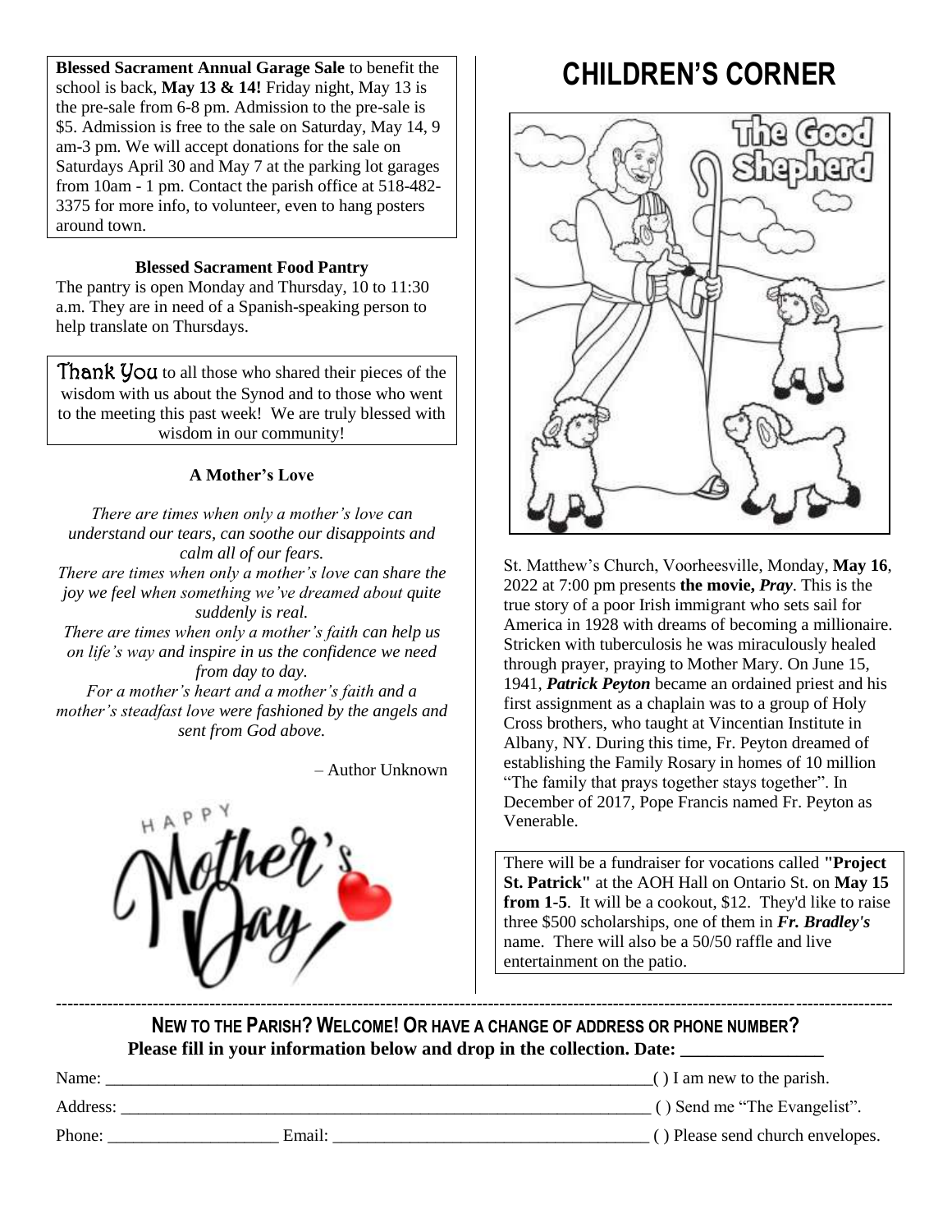**Blessed Sacrament Annual Garage Sale** to benefit the school is back, **May 13 & 14!** Friday night, May 13 is the pre-sale from 6-8 pm. Admission to the pre-sale is $5. Admission is free to the sale on Saturday, May 14, 9 am-3 pm. We will accept donations for the sale on Saturdays April 30 and May 7 at the parking lot garages from 10am - 1 pm. Contact the parish office at 518-482-3375 for more info, to volunteer, even to hang posters around town.

**Blessed Sacrament Food Pantry**

The pantry is open Monday and Thursday, 10 to 11:30 a.m. They are in need of a Spanish-speaking person to help translate on Thursdays.

Thank You to all those who shared their pieces of the wisdom with us about the Synod and to those who went to the meeting this past week! We are truly blessed with wisdom in our community!

**A Mother's Love**

*There are times when only a mother's love can understand our tears, can soothe our disappoints and calm all of our fears.*
*There are times when only a mother's love can share the joy we feel when something we've dreamed about quite suddenly is real.*
*There are times when only a mother's faith can help us on life's way and inspire in us the confidence we need from day to day.*
*For a mother's heart and a mother's faith and a mother's steadfast love were fashioned by the angels and sent from God above.*

– Author Unknown

HAPPY Mother's Day

# CHILDREN'S CORNER

The Good Shepherd

St. Matthew's Church, Voorheesville, Monday, **May 16**, 2022 at 7:00 pm presents **the movie,** ***Pray***. This is the true story of a poor Irish immigrant who sets sail for America in 1928 with dreams of becoming a millionaire. Stricken with tuberculosis he was miraculously healed through prayer, praying to Mother Mary. On June 15, 1941, ***Patrick Peyton*** became an ordained priest and his first assignment as a chaplain was to a group of Holy Cross brothers, who taught at Vincentian Institute in Albany, NY. During this time, Fr. Peyton dreamed of establishing the Family Rosary in homes of 10 million "The family that prays together stays together". In December of 2017, Pope Francis named Fr. Peyton as Venerable.

There will be a fundraiser for vocations called **"Project St. Patrick"** at the AOH Hall on Ontario St. on **May 15 from 1-5**. It will be a cookout, $12. They'd like to raise three $500 scholarships, one of them in ***Fr. Bradley's*** name. There will also be a 50/50 raffle and live entertainment on the patio.

---

**NEW TO THE PARISH? WELCOME! OR HAVE A CHANGE OF ADDRESS OR PHONE NUMBER?**
**Please fill in your information below and drop in the collection. Date: ________________**

Name: ________________________________________________________________ ( ) I am new to the parish.

Address: ______________________________________________________________ ( ) Send me "The Evangelist".

Phone: ____________________ Email: ______________________________________ ( ) Please send church envelopes.